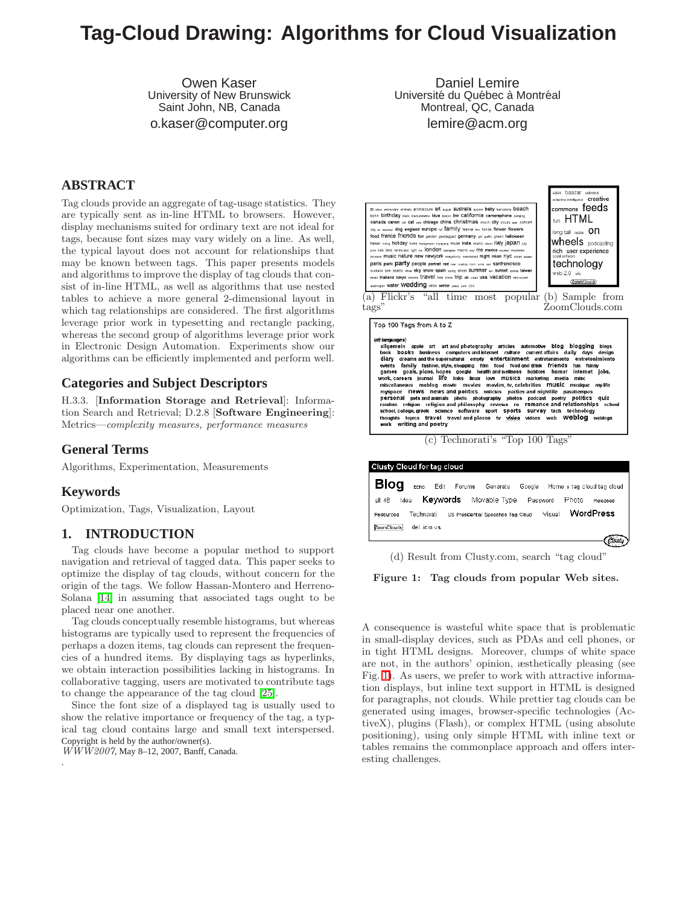# Tag-Cloud Drawing: Algorithms for Cloud Visualization

Owen Kaser
University of New Brunswick
Saint John, NB, Canada
o.kaser@computer.org

Daniel Lemire
Université du Québec à Montréal
Montreal, QC, Canada
lemire@acm.org

## ABSTRACT

Tag clouds provide an aggregate of tag-usage statistics. They are typically sent as in-line HTML to browsers. However, display mechanisms suited for ordinary text are not ideal for tags, because font sizes may vary widely on a line. As well, the typical layout does not account for relationships that may be known between tags. This paper presents models and algorithms to improve the display of tag clouds that consist of in-line HTML, as well as algorithms that use nested tables to achieve a more general 2-dimensional layout in which tag relationships are considered. The first algorithms leverage prior work in typesetting and rectangle packing, whereas the second group of algorithms leverage prior work in Electronic Design Automation. Experiments show our algorithms can be efficiently implemented and perform well.

## Categories and Subject Descriptors

H.3.3. [**Information Storage and Retrieval**]: Information Search and Retrieval; D.2.8 [**Software Engineering**]: Metrics—*complexity measures, performance measures*

## General Terms

Algorithms, Experimentation, Measurements

## Keywords

Optimization, Tags, Visualization, Layout

## 1. INTRODUCTION

Tag clouds have become a popular method to support navigation and retrieval of tagged data. This paper seeks to optimize the display of tag clouds, without concern for the origin of the tags. We follow Hassan-Montero and Herreno-Solana [14] in assuming that associated tags ought to be placed near one another.

Tag clouds conceptually resemble histograms, but whereas histograms are typically used to represent the frequencies of perhaps a dozen items, tag clouds can represent the frequencies of a hundred items. By displaying tags as hyperlinks, we obtain interaction possibilities lacking in histograms. In collaborative tagging, users are motivated to contribute tags to change the appearance of the tag cloud [25].

Since the font size of a displayed tag is usually used to show the relative importance or frequency of the tag, a typical tag cloud contains large and small text interspersed.

Copyright is held by the author/owner(s).
*WWW2007,* May 8–12, 2007, Banff, Canada.

(a) Flickr's "all time most popular tags"

(b) Sample from ZoomClouds.com

(c) Technorati's "Top 100 Tags"

(d) Result from Clusty.com, search "tag cloud"

**Figure 1: Tag clouds from popular Web sites.**

A consequence is wasteful white space that is problematic in small-display devices, such as PDAs and cell phones, or in tight HTML designs. Moreover, clumps of white space are not, in the authors' opinion, æsthetically pleasing (see Fig. 1). As users, we prefer to work with attractive information displays, but inline text support in HTML is designed for paragraphs, not clouds. While prettier tag clouds can be generated using images, browser-specific technologies (ActiveX), plugins (Flash), or complex HTML (using absolute positioning), using only simple HTML with inline text or tables remains the commonplace approach and offers interesting challenges.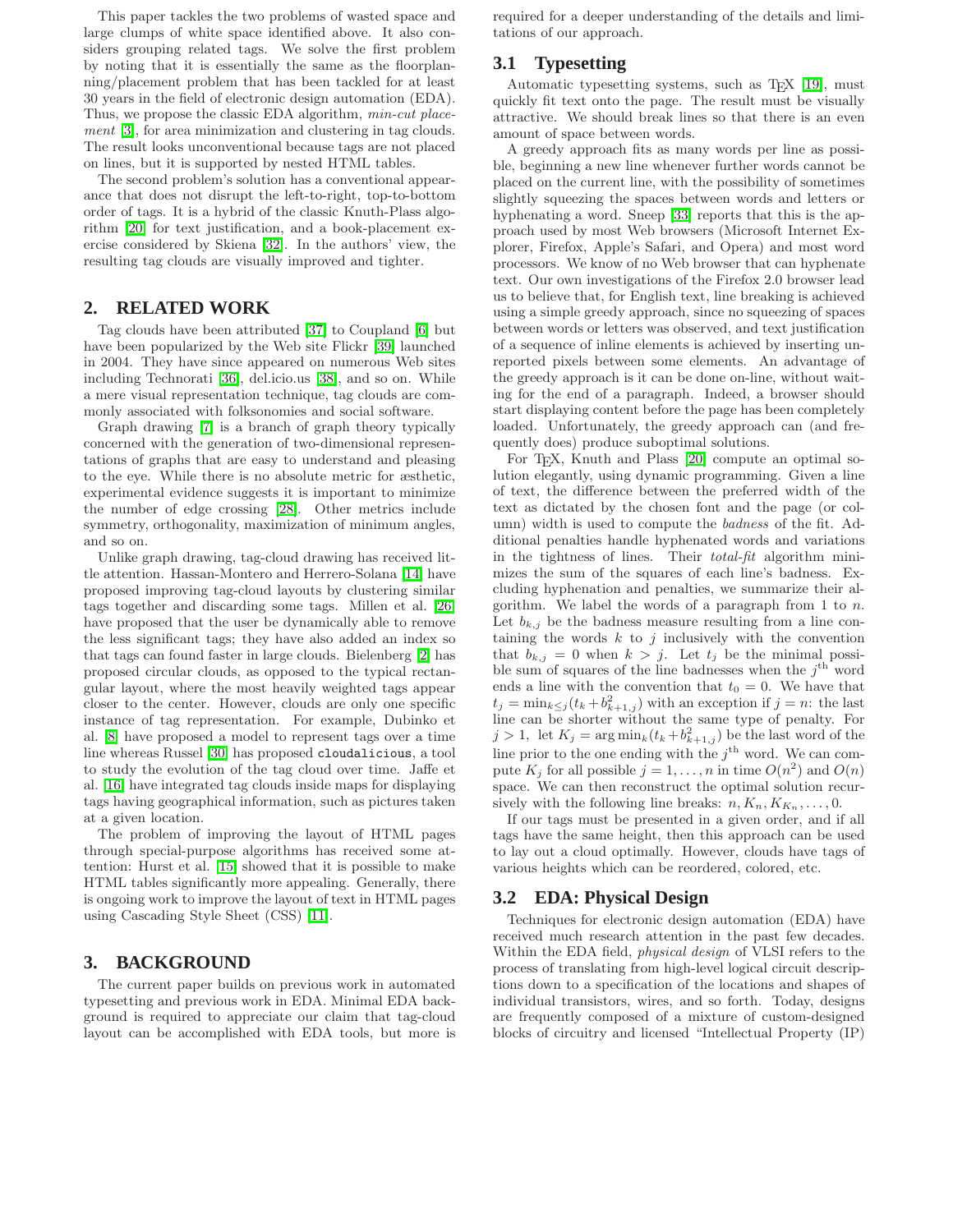This paper tackles the two problems of wasted space and large clumps of white space identified above. It also considers grouping related tags. We solve the first problem by noting that it is essentially the same as the floorplanning/placement problem that has been tackled for at least 30 years in the field of electronic design automation (EDA). Thus, we propose the classic EDA algorithm, *min-cut placement* [3], for area minimization and clustering in tag clouds. The result looks unconventional because tags are not placed on lines, but it is supported by nested HTML tables.

The second problem's solution has a conventional appearance that does not disrupt the left-to-right, top-to-bottom order of tags. It is a hybrid of the classic Knuth-Plass algorithm [20] for text justification, and a book-placement exercise considered by Skiena [32]. In the authors' view, the resulting tag clouds are visually improved and tighter.

## 2. RELATED WORK

Tag clouds have been attributed [37] to Coupland [6] but have been popularized by the Web site Flickr [39] launched in 2004. They have since appeared on numerous Web sites including Technorati [36], del.icio.us [38], and so on. While a mere visual representation technique, tag clouds are commonly associated with folksonomies and social software.

Graph drawing [7] is a branch of graph theory typically concerned with the generation of two-dimensional representations of graphs that are easy to understand and pleasing to the eye. While there is no absolute metric for æsthetic, experimental evidence suggests it is important to minimize the number of edge crossing [28]. Other metrics include symmetry, orthogonality, maximization of minimum angles, and so on.

Unlike graph drawing, tag-cloud drawing has received little attention. Hassan-Montero and Herrero-Solana [14] have proposed improving tag-cloud layouts by clustering similar tags together and discarding some tags. Millen et al. [26] have proposed that the user be dynamically able to remove the less significant tags; they have also added an index so that tags can found faster in large clouds. Bielenberg [2] has proposed circular clouds, as opposed to the typical rectangular layout, where the most heavily weighted tags appear closer to the center. However, clouds are only one specific instance of tag representation. For example, Dubinko et al. [8] have proposed a model to represent tags over a time line whereas Russel [30] has proposed `cloudalicious`, a tool to study the evolution of the tag cloud over time. Jaffe et al. [16] have integrated tag clouds inside maps for displaying tags having geographical information, such as pictures taken at a given location.

The problem of improving the layout of HTML pages through special-purpose algorithms has received some attention: Hurst et al. [15] showed that it is possible to make HTML tables significantly more appealing. Generally, there is ongoing work to improve the layout of text in HTML pages using Cascading Style Sheet (CSS) [11].

## 3. BACKGROUND

The current paper builds on previous work in automated typesetting and previous work in EDA. Minimal EDA background is required to appreciate our claim that tag-cloud layout can be accomplished with EDA tools, but more is required for a deeper understanding of the details and limitations of our approach.

### 3.1 Typesetting

Automatic typesetting systems, such as TEX [19], must quickly fit text onto the page. The result must be visually attractive. We should break lines so that there is an even amount of space between words.

A greedy approach fits as many words per line as possible, beginning a new line whenever further words cannot be placed on the current line, with the possibility of sometimes slightly squeezing the spaces between words and letters or hyphenating a word. Sneep [33] reports that this is the approach used by most Web browsers (Microsoft Internet Explorer, Firefox, Apple's Safari, and Opera) and most word processors. We know of no Web browser that can hyphenate text. Our own investigations of the Firefox 2.0 browser lead us to believe that, for English text, line breaking is achieved using a simple greedy approach, since no squeezing of spaces between words or letters was observed, and text justification of a sequence of inline elements is achieved by inserting unreported pixels between some elements. An advantage of the greedy approach is it can be done on-line, without waiting for the end of a paragraph. Indeed, a browser should start displaying content before the page has been completely loaded. Unfortunately, the greedy approach can (and frequently does) produce suboptimal solutions.

For TEX, Knuth and Plass [20] compute an optimal solution elegantly, using dynamic programming. Given a line of text, the difference between the preferred width of the text as dictated by the chosen font and the page (or column) width is used to compute the *badness* of the fit. Additional penalties handle hyphenated words and variations in the tightness of lines. Their *total-fit* algorithm minimizes the sum of the squares of each line's badness. Excluding hyphenation and penalties, we summarize their algorithm. We label the words of a paragraph from 1 to $n$. Let $b_{k,j}$ be the badness measure resulting from a line containing the words $k$ to $j$ inclusively with the convention that $b_{k,j} = 0$ when $k > j$. Let $t_j$ be the minimal possible sum of squares of the line badnesses when the $j^{\text{th}}$ word ends a line with the convention that $t_0 = 0$. We have that $t_j = \min_{k \leq j}(t_k + b_{k+1,j}^2)$ with an exception if $j = n$: the last line can be shorter without the same type of penalty. For $j > 1$, let $K_j = \arg\min_k(t_k + b_{k+1,j}^2)$ be the last word of the line prior to the one ending with the $j^{\text{th}}$ word. We can compute $K_j$ for all possible $j = 1, \ldots, n$ in time $O(n^2)$ and $O(n)$ space. We can then reconstruct the optimal solution recursively with the following line breaks: $n, K_n, K_{K_n}, \ldots, 0$.

If our tags must be presented in a given order, and if all tags have the same height, then this approach can be used to lay out a cloud optimally. However, clouds have tags of various heights which can be reordered, colored, etc.

### 3.2 EDA: Physical Design

Techniques for electronic design automation (EDA) have received much research attention in the past few decades. Within the EDA field, *physical design* of VLSI refers to the process of translating from high-level logical circuit descriptions down to a specification of the locations and shapes of individual transistors, wires, and so forth. Today, designs are frequently composed of a mixture of custom-designed blocks of circuitry and licensed "Intellectual Property (IP)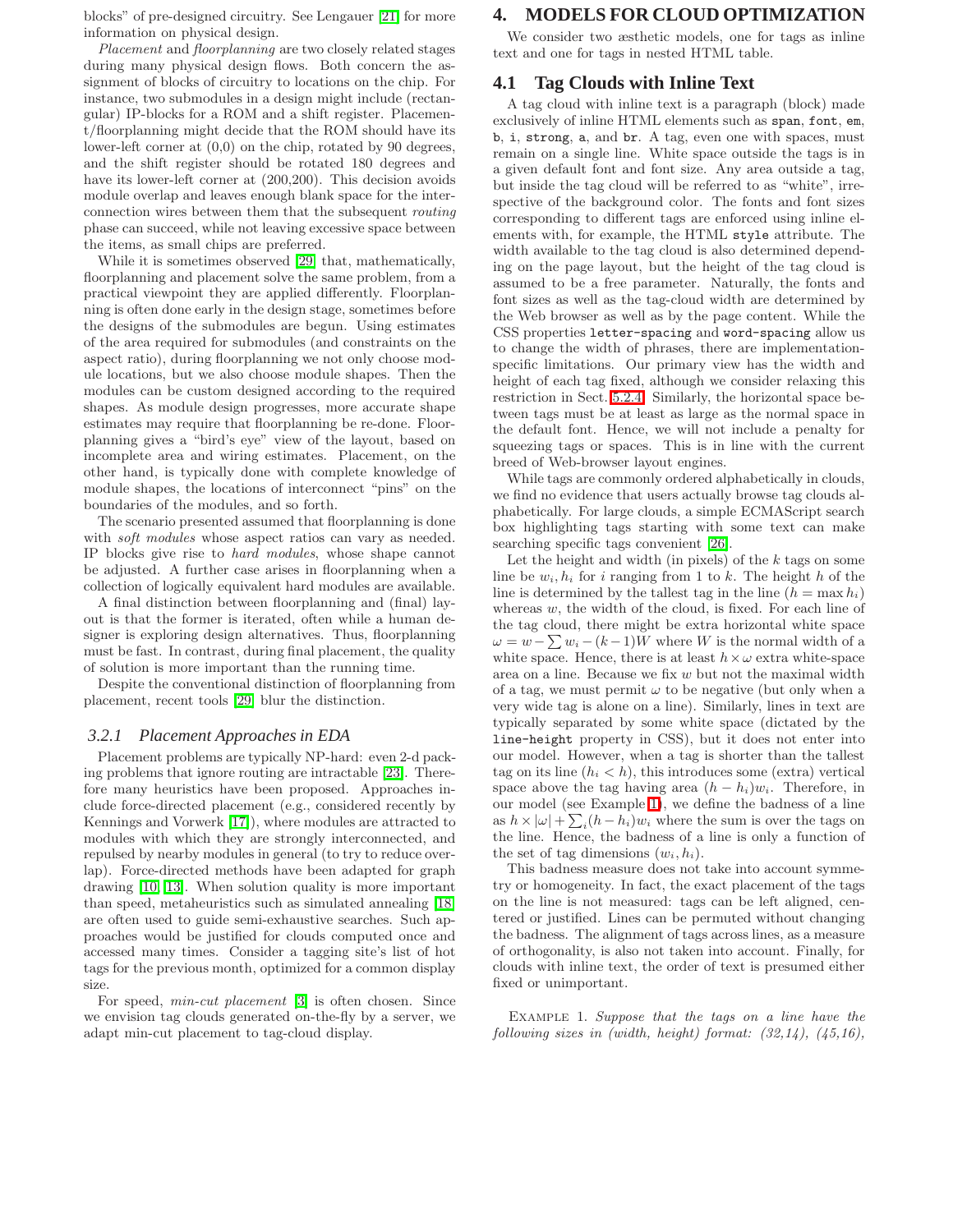blocks" of pre-designed circuitry. See Lengauer [21] for more information on physical design.

*Placement* and *floorplanning* are two closely related stages during many physical design flows. Both concern the assignment of blocks of circuitry to locations on the chip. For instance, two submodules in a design might include (rectangular) IP-blocks for a ROM and a shift register. Placement/floorplanning might decide that the ROM should have its lower-left corner at (0,0) on the chip, rotated by 90 degrees, and the shift register should be rotated 180 degrees and have its lower-left corner at (200,200). This decision avoids module overlap and leaves enough blank space for the interconnection wires between them that the subsequent *routing* phase can succeed, while not leaving excessive space between the items, as small chips are preferred.

While it is sometimes observed [29] that, mathematically, floorplanning and placement solve the same problem, from a practical viewpoint they are applied differently. Floorplanning is often done early in the design stage, sometimes before the designs of the submodules are begun. Using estimates of the area required for submodules (and constraints on the aspect ratio), during floorplanning we not only choose module locations, but we also choose module shapes. Then the modules can be custom designed according to the required shapes. As module design progresses, more accurate shape estimates may require that floorplanning be re-done. Floorplanning gives a "bird's eye" view of the layout, based on incomplete area and wiring estimates. Placement, on the other hand, is typically done with complete knowledge of module shapes, the locations of interconnect "pins" on the boundaries of the modules, and so forth.

The scenario presented assumed that floorplanning is done with *soft modules* whose aspect ratios can vary as needed. IP blocks give rise to *hard modules*, whose shape cannot be adjusted. A further case arises in floorplanning when a collection of logically equivalent hard modules are available.

A final distinction between floorplanning and (final) layout is that the former is iterated, often while a human designer is exploring design alternatives. Thus, floorplanning must be fast. In contrast, during final placement, the quality of solution is more important than the running time.

Despite the conventional distinction of floorplanning from placement, recent tools [29] blur the distinction.

### 3.2.1 Placement Approaches in EDA

Placement problems are typically NP-hard: even 2-d packing problems that ignore routing are intractable [23]. Therefore many heuristics have been proposed. Approaches include force-directed placement (e.g., considered recently by Kennings and Vorwerk [17]), where modules are attracted to modules with which they are strongly interconnected, and repulsed by nearby modules in general (to try to reduce overlap). Force-directed methods have been adapted for graph drawing [10, 13]. When solution quality is more important than speed, metaheuristics such as simulated annealing [18] are often used to guide semi-exhaustive searches. Such approaches would be justified for clouds computed once and accessed many times. Consider a tagging site's list of hot tags for the previous month, optimized for a common display size.

For speed, *min-cut placement* [3] is often chosen. Since we envision tag clouds generated on-the-fly by a server, we adapt min-cut placement to tag-cloud display.

## 4. MODELS FOR CLOUD OPTIMIZATION

We consider two æsthetic models, one for tags as inline text and one for tags in nested HTML table.

### 4.1 Tag Clouds with Inline Text

A tag cloud with inline text is a paragraph (block) made exclusively of inline HTML elements such as `span`, `font`, `em`, `b`, `i`, `strong`, `a`, and `br`. A tag, even one with spaces, must remain on a single line. White space outside the tags is in a given default font and font size. Any area outside a tag, but inside the tag cloud will be referred to as "white", irrespective of the background color. The fonts and font sizes corresponding to different tags are enforced using inline elements with, for example, the HTML `style` attribute. The width available to the tag cloud is also determined depending on the page layout, but the height of the tag cloud is assumed to be a free parameter. Naturally, the fonts and font sizes as well as the tag-cloud width are determined by the Web browser as well as by the page content. While the CSS properties `letter-spacing` and `word-spacing` allow us to change the width of phrases, there are implementation-specific limitations. Our primary view has the width and height of each tag fixed, although we consider relaxing this restriction in Sect. 5.2.4. Similarly, the horizontal space between tags must be at least as large as the normal space in the default font. Hence, we will not include a penalty for squeezing tags or spaces. This is in line with the current breed of Web-browser layout engines.

While tags are commonly ordered alphabetically in clouds, we find no evidence that users actually browse tag clouds alphabetically. For large clouds, a simple ECMAScript search box highlighting tags starting with some text can make searching specific tags convenient [26].

Let the height and width (in pixels) of the $k$ tags on some line be $w_i, h_i$ for $i$ ranging from 1 to $k$. The height $h$ of the line is determined by the tallest tag in the line ($h = \max h_i$) whereas $w$, the width of the cloud, is fixed. For each line of the tag cloud, there might be extra horizontal white space $\omega = w - \sum w_i - (k-1)W$ where $W$ is the normal width of a white space. Hence, there is at least $h \times \omega$ extra white-space area on a line. Because we fix $w$ but not the maximal width of a tag, we must permit $\omega$ to be negative (but only when a very wide tag is alone on a line). Similarly, lines in text are typically separated by some white space (dictated by the `line-height` property in CSS), but it does not enter into our model. However, when a tag is shorter than the tallest tag on its line ($h_i < h$), this introduces some (extra) vertical space above the tag having area $(h - h_i)w_i$. Therefore, in our model (see Example 1), we define the badness of a line as $h \times |\omega| + \sum_i (h - h_i)w_i$ where the sum is over the tags on the line. Hence, the badness of a line is only a function of the set of tag dimensions $(w_i, h_i)$.

This badness measure does not take into account symmetry or homogeneity. In fact, the exact placement of the tags on the line is not measured: tags can be left aligned, centered or justified. Lines can be permuted without changing the badness. The alignment of tags across lines, as a measure of orthogonality, is also not taken into account. Finally, for clouds with inline text, the order of text is presumed either fixed or unimportant.

EXAMPLE 1. *Suppose that the tags on a line have the following sizes in (width, height) format: (32,14), (45,16),*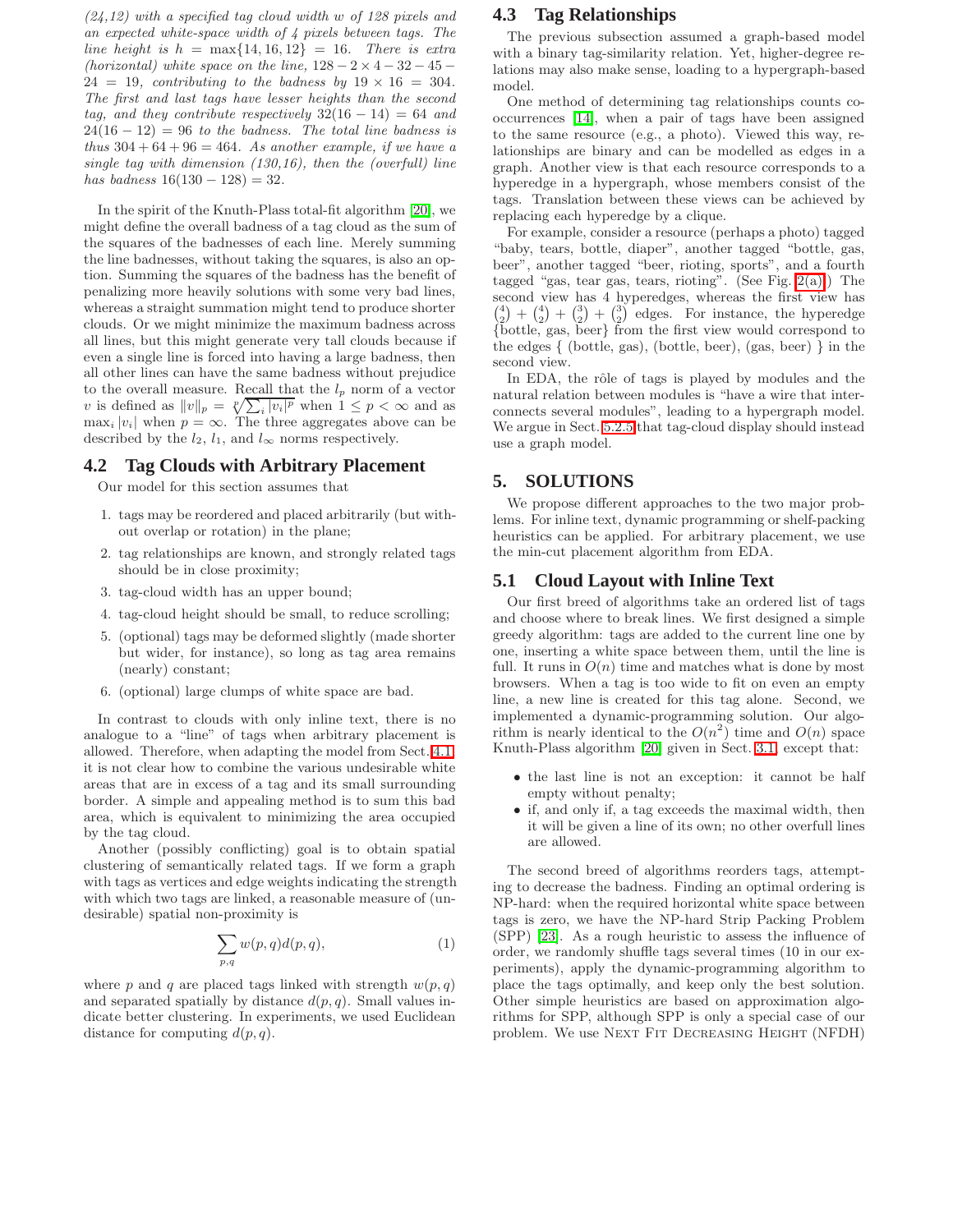*(24,12) with a specified tag cloud width $w$ of 128 pixels and an expected white-space width of 4 pixels between tags. The line height is $h = \max\{14, 16, 12\} = 16$. There is extra (horizontal) white space on the line, $128 - 2 \times 4 - 32 - 45 - 24 = 19$, contributing to the badness by $19 \times 16 = 304$. The first and last tags have lesser heights than the second tag, and they contribute respectively $32(16 - 14) = 64$ and $24(16 - 12) = 96$ to the badness. The total line badness is thus $304 + 64 + 96 = 464$. As another example, if we have a single tag with dimension (130,16), then the (overfull) line has badness $16(130 - 128) = 32$.*

In the spirit of the Knuth-Plass total-fit algorithm [20], we might define the overall badness of a tag cloud as the sum of the squares of the badnesses of each line. Merely summing the line badnesses, without taking the squares, is also an option. Summing the squares of the badness has the benefit of penalizing more heavily solutions with some very bad lines, whereas a straight summation might tend to produce shorter clouds. Or we might minimize the maximum badness across all lines, but this might generate very tall clouds because if even a single line is forced into having a large badness, then all other lines can have the same badness without prejudice to the overall measure. Recall that the $l_p$ norm of a vector $v$ is defined as $\|v\|_p = \sqrt[p]{\sum_i |v_i|^p}$ when $1 \leq p < \infty$ and as $\max_i |v_i|$ when $p = \infty$. The three aggregates above can be described by the $l_2$, $l_1$, and $l_\infty$ norms respectively.

## 4.2 Tag Clouds with Arbitrary Placement

Our model for this section assumes that

1. tags may be reordered and placed arbitrarily (but without overlap or rotation) in the plane;
2. tag relationships are known, and strongly related tags should be in close proximity;
3. tag-cloud width has an upper bound;
4. tag-cloud height should be small, to reduce scrolling;
5. (optional) tags may be deformed slightly (made shorter but wider, for instance), so long as tag area remains (nearly) constant;
6. (optional) large clumps of white space are bad.

In contrast to clouds with only inline text, there is no analogue to a "line" of tags when arbitrary placement is allowed. Therefore, when adapting the model from Sect. 4.1, it is not clear how to combine the various undesirable white areas that are in excess of a tag and its small surrounding border. A simple and appealing method is to sum this bad area, which is equivalent to minimizing the area occupied by the tag cloud.

Another (possibly conflicting) goal is to obtain spatial clustering of semantically related tags. If we form a graph with tags as vertices and edge weights indicating the strength with which two tags are linked, a reasonable measure of (undesirable) spatial non-proximity is

$$\sum_{p,q} w(p,q)d(p,q), \tag{1}$$

where $p$ and $q$ are placed tags linked with strength $w(p,q)$ and separated spatially by distance $d(p,q)$. Small values indicate better clustering. In experiments, we used Euclidean distance for computing $d(p,q)$.

## 4.3 Tag Relationships

The previous subsection assumed a graph-based model with a binary tag-similarity relation. Yet, higher-degree relations may also make sense, loading to a hypergraph-based model.

One method of determining tag relationships counts co-occurrences [14], when a pair of tags have been assigned to the same resource (e.g., a photo). Viewed this way, relationships are binary and can be modelled as edges in a graph. Another view is that each resource corresponds to a hyperedge in a hypergraph, whose members consist of the tags. Translation between these views can be achieved by replacing each hyperedge by a clique.

For example, consider a resource (perhaps a photo) tagged "baby, tears, bottle, diaper", another tagged "bottle, gas, beer", another tagged "beer, rioting, sports", and a fourth tagged "gas, tear gas, tears, rioting". (See Fig. 2(a).) The second view has 4 hyperedges, whereas the first view has $\binom{4}{2} + \binom{4}{2} + \binom{3}{2} + \binom{3}{2}$ edges. For instance, the hyperedge {bottle, gas, beer} from the first view would correspond to the edges { (bottle, gas), (bottle, beer), (gas, beer) } in the second view.

In EDA, the rôle of tags is played by modules and the natural relation between modules is "have a wire that interconnects several modules", leading to a hypergraph model. We argue in Sect. 5.2.5 that tag-cloud display should instead use a graph model.

# 5. SOLUTIONS

We propose different approaches to the two major problems. For inline text, dynamic programming or shelf-packing heuristics can be applied. For arbitrary placement, we use the min-cut placement algorithm from EDA.

## 5.1 Cloud Layout with Inline Text

Our first breed of algorithms take an ordered list of tags and choose where to break lines. We first designed a simple greedy algorithm: tags are added to the current line one by one, inserting a white space between them, until the line is full. It runs in $O(n)$ time and matches what is done by most browsers. When a tag is too wide to fit on even an empty line, a new line is created for this tag alone. Second, we implemented a dynamic-programming solution. Our algorithm is nearly identical to the $O(n^2)$ time and $O(n)$ space Knuth-Plass algorithm [20] given in Sect. 3.1, except that:

- the last line is not an exception: it cannot be half empty without penalty;
- if, and only if, a tag exceeds the maximal width, then it will be given a line of its own; no other overfull lines are allowed.

The second breed of algorithms reorders tags, attempting to decrease the badness. Finding an optimal ordering is NP-hard: when the required horizontal white space between tags is zero, we have the NP-hard Strip Packing Problem (SPP) [23]. As a rough heuristic to assess the influence of order, we randomly shuffle tags several times (10 in our experiments), apply the dynamic-programming algorithm to place the tags optimally, and keep only the best solution. Other simple heuristics are based on approximation algorithms for SPP, although SPP is only a special case of our problem. We use Next Fit Decreasing Height (NFDH)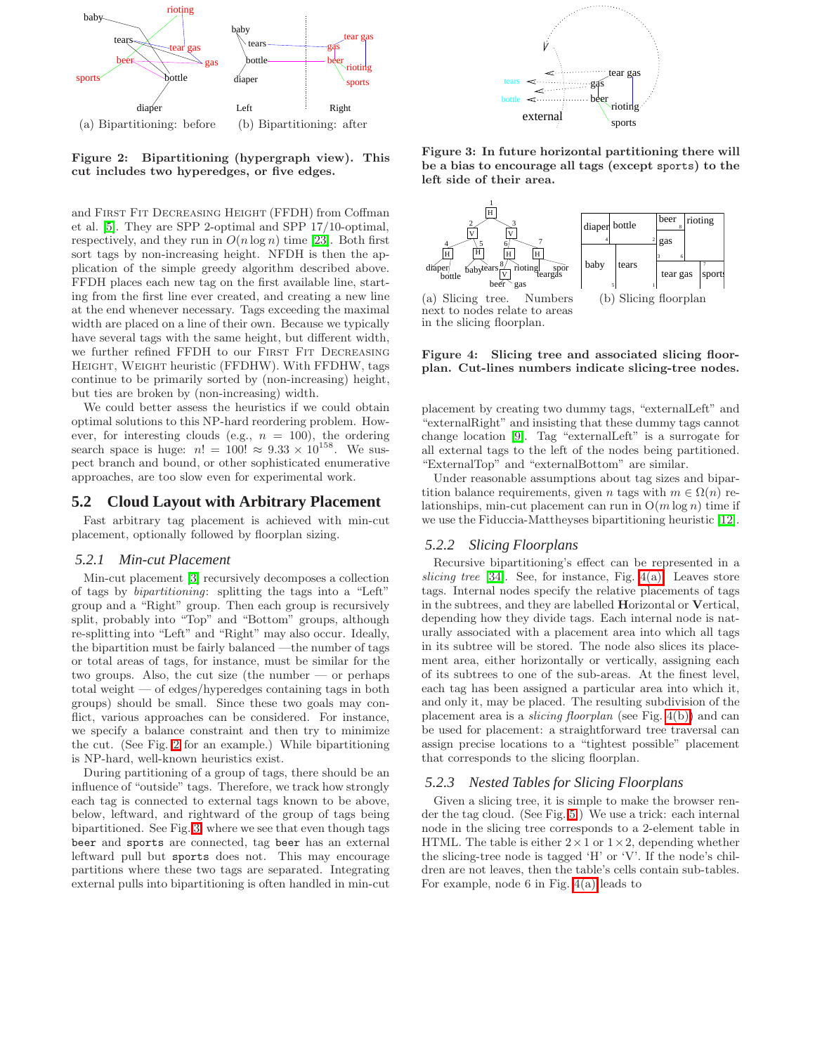(a) Bipartitioning: before (b) Bipartitioning: after

**Figure 2: Bipartitioning (hypergraph view). This cut includes two hyperedges, or five edges.**

and First Fit Decreasing Height (FFDH) from Coffman et al. [5]. They are SPP 2-optimal and SPP 17/10-optimal, respectively, and they run in $O(n \log n)$ time [23]. Both first sort tags by non-increasing height. NFDH is then the application of the simple greedy algorithm described above. FFDH places each new tag on the first available line, starting from the first line ever created, and creating a new line at the end whenever necessary. Tags exceeding the maximal width are placed on a line of their own. Because we typically have several tags with the same height, but different width, we further refined FFDH to our First Fit Decreasing Height, Weight heuristic (FFDHW). With FFDHW, tags continue to be primarily sorted by (non-increasing) height, but ties are broken by (non-increasing) width.

We could better assess the heuristics if we could obtain optimal solutions to this NP-hard reordering problem. However, for interesting clouds (e.g., $n = 100$), the ordering search space is huge: $n! = 100! \approx 9.33 \times 10^{158}$. We suspect branch and bound, or other sophisticated enumerative approaches, are too slow even for experimental work.

## 5.2 Cloud Layout with Arbitrary Placement

Fast arbitrary tag placement is achieved with min-cut placement, optionally followed by floorplan sizing.

### 5.2.1 Min-cut Placement

Min-cut placement [3] recursively decomposes a collection of tags by *bipartitioning*: splitting the tags into a "Left" group and a "Right" group. Then each group is recursively split, probably into "Top" and "Bottom" groups, although re-splitting into "Left" and "Right" may also occur. Ideally, the bipartition must be fairly balanced —the number of tags or total areas of tags, for instance, must be similar for the two groups. Also, the cut size (the number — or perhaps total weight — of edges/hyperedges containing tags in both groups) should be small. Since these two goals may conflict, various approaches can be considered. For instance, we specify a balance constraint and then try to minimize the cut. (See Fig. 2 for an example.) While bipartitioning is NP-hard, well-known heuristics exist.

During partitioning of a group of tags, there should be an influence of "outside" tags. Therefore, we track how strongly each tag is connected to external tags known to be above, below, leftward, and rightward of the group of tags being bipartitioned. See Fig. 3 where we see that even though tags `beer` and `sports` are connected, tag `beer` has an external leftward pull but `sports` does not. This may encourage partitions where these two tags are separated. Integrating external pulls into bipartitioning is often handled in min-cut

**Figure 3: In future horizontal partitioning there will be a bias to encourage all tags (except `sports`) to the left side of their area.**

(a) Slicing tree. Numbers next to nodes relate to areas in the slicing floorplan. (b) Slicing floorplan

**Figure 4: Slicing tree and associated slicing floorplan. Cut-lines numbers indicate slicing-tree nodes.**

placement by creating two dummy tags, "externalLeft" and "externalRight" and insisting that these dummy tags cannot change location [9]. Tag "externalLeft" is a surrogate for all external tags to the left of the nodes being partitioned. "ExternalTop" and "externalBottom" are similar.

Under reasonable assumptions about tag sizes and bipartition balance requirements, given $n$ tags with $m \in \Omega(n)$ relationships, min-cut placement can run in $O(m \log n)$ time if we use the Fiduccia-Mattheyses bipartitioning heuristic [12].

### 5.2.2 Slicing Floorplans

Recursive bipartitioning's effect can be represented in a *slicing tree* [34]. See, for instance, Fig. 4(a). Leaves store tags. Internal nodes specify the relative placements of tags in the subtrees, and they are labelled **H**orizontal or **V**ertical, depending how they divide tags. Each internal node is naturally associated with a placement area into which all tags in its subtree will be stored. The node also slices its placement area, either horizontally or vertically, assigning each of its subtrees to one of the sub-areas. At the finest level, each tag has been assigned a particular area into which it, and only it, may be placed. The resulting subdivision of the placement area is a *slicing floorplan* (see Fig. 4(b)) and can be used for placement: a straightforward tree traversal can assign precise locations to a "tightest possible" placement that corresponds to the slicing floorplan.

### 5.2.3 Nested Tables for Slicing Floorplans

Given a slicing tree, it is simple to make the browser render the tag cloud. (See Fig. 5.) We use a trick: each internal node in the slicing tree corresponds to a 2-element table in HTML. The table is either $2 \times 1$ or $1 \times 2$, depending whether the slicing-tree node is tagged 'H' or 'V'. If the node's children are not leaves, then the table's cells contain sub-tables. For example, node 6 in Fig. 4(a) leads to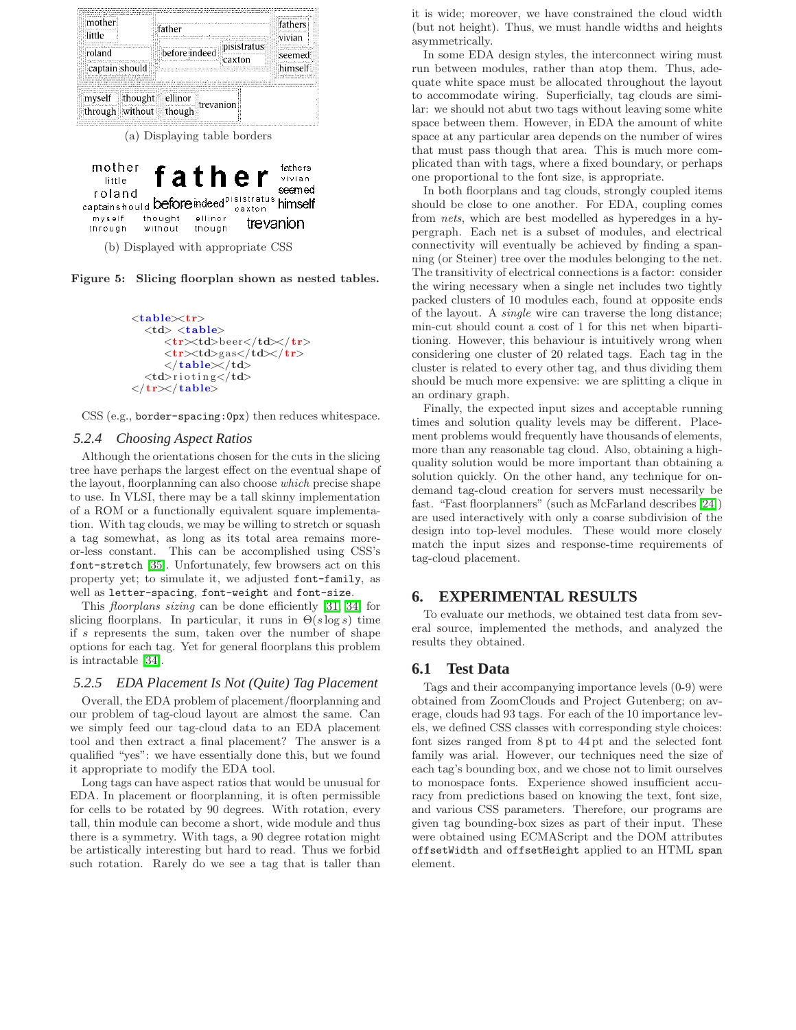(a) Displaying table borders

(b) Displayed with appropriate CSS

**Figure 5: Slicing floorplan shown as nested tables.**

```
<table><tr>
  <td> <table>
      <tr><td>beer</td></tr>
      <tr><td>gas</td></tr>
      </table></td>
  <td>rioting</td>
</tr></table>
```

CSS (e.g., `border-spacing:0px`) then reduces whitespace.

#### 5.2.4 Choosing Aspect Ratios

Although the orientations chosen for the cuts in the slicing tree have perhaps the largest effect on the eventual shape of the layout, floorplanning can also choose *which* precise shape to use. In VLSI, there may be a tall skinny implementation of a ROM or a functionally equivalent square implementation. With tag clouds, we may be willing to stretch or squash a tag somewhat, as long as its total area remains more-or-less constant. This can be accomplished using CSS's `font-stretch` [35]. Unfortunately, few browsers act on this property yet; to simulate it, we adjusted `font-family`, as well as `letter-spacing`, `font-weight` and `font-size`.

This *floorplans sizing* can be done efficiently [31, 34] for slicing floorplans. In particular, it runs in $\Theta(s \log s)$ time if $s$ represents the sum, taken over the number of shape options for each tag. Yet for general floorplans this problem is intractable [34].

#### 5.2.5 EDA Placement Is Not (Quite) Tag Placement

Overall, the EDA problem of placement/floorplanning and our problem of tag-cloud layout are almost the same. Can we simply feed our tag-cloud data to an EDA placement tool and then extract a final placement? The answer is a qualified "yes": we have essentially done this, but we found it appropriate to modify the EDA tool.

Long tags can have aspect ratios that would be unusual for EDA. In placement or floorplanning, it is often permissible for cells to be rotated by 90 degrees. With rotation, every tall, thin module can become a short, wide module and thus there is a symmetry. With tags, a 90 degree rotation might be artistically interesting but hard to read. Thus we forbid such rotation. Rarely do we see a tag that is taller than it is wide; moreover, we have constrained the cloud width (but not height). Thus, we must handle widths and heights asymmetrically.

In some EDA design styles, the interconnect wiring must run between modules, rather than atop them. Thus, adequate white space must be allocated throughout the layout to accommodate wiring. Superficially, tag clouds are similar: we should not abut two tags without leaving some white space between them. However, in EDA the amount of white space at any particular area depends on the number of wires that must pass though that area. This is much more complicated than with tags, where a fixed boundary, or perhaps one proportional to the font size, is appropriate.

In both floorplans and tag clouds, strongly coupled items should be close to one another. For EDA, coupling comes from *nets*, which are best modelled as hyperedges in a hypergraph. Each net is a subset of modules, and electrical connectivity will eventually be achieved by finding a spanning (or Steiner) tree over the modules belonging to the net. The transitivity of electrical connections is a factor: consider the wiring necessary when a single net includes two tightly packed clusters of 10 modules each, found at opposite ends of the layout. A *single* wire can traverse the long distance; min-cut should count a cost of 1 for this net when bipartitioning. However, this behaviour is intuitively wrong when considering one cluster of 20 related tags. Each tag in the cluster is related to every other tag, and thus dividing them should be much more expensive: we are splitting a clique in an ordinary graph.

Finally, the expected input sizes and acceptable running times and solution quality levels may be different. Placement problems would frequently have thousands of elements, more than any reasonable tag cloud. Also, obtaining a high-quality solution would be more important than obtaining a solution quickly. On the other hand, any technique for on-demand tag-cloud creation for servers must necessarily be fast. "Fast floorplanners" (such as McFarland describes [24]) are used interactively with only a coarse subdivision of the design into top-level modules. These would more closely match the input sizes and response-time requirements of tag-cloud placement.

## 6. EXPERIMENTAL RESULTS

To evaluate our methods, we obtained test data from several source, implemented the methods, and analyzed the results they obtained.

### 6.1 Test Data

Tags and their accompanying importance levels (0-9) were obtained from ZoomClouds and Project Gutenberg; on average, clouds had 93 tags. For each of the 10 importance levels, we defined CSS classes with corresponding style choices: font sizes ranged from 8 pt to 44 pt and the selected font family was arial. However, our techniques need the size of each tag's bounding box, and we chose not to limit ourselves to monospace fonts. Experience showed insufficient accuracy from predictions based on knowing the text, font size, and various CSS parameters. Therefore, our programs are given tag bounding-box sizes as part of their input. These were obtained using ECMAScript and the DOM attributes `offsetWidth` and `offsetHeight` applied to an HTML `span` element.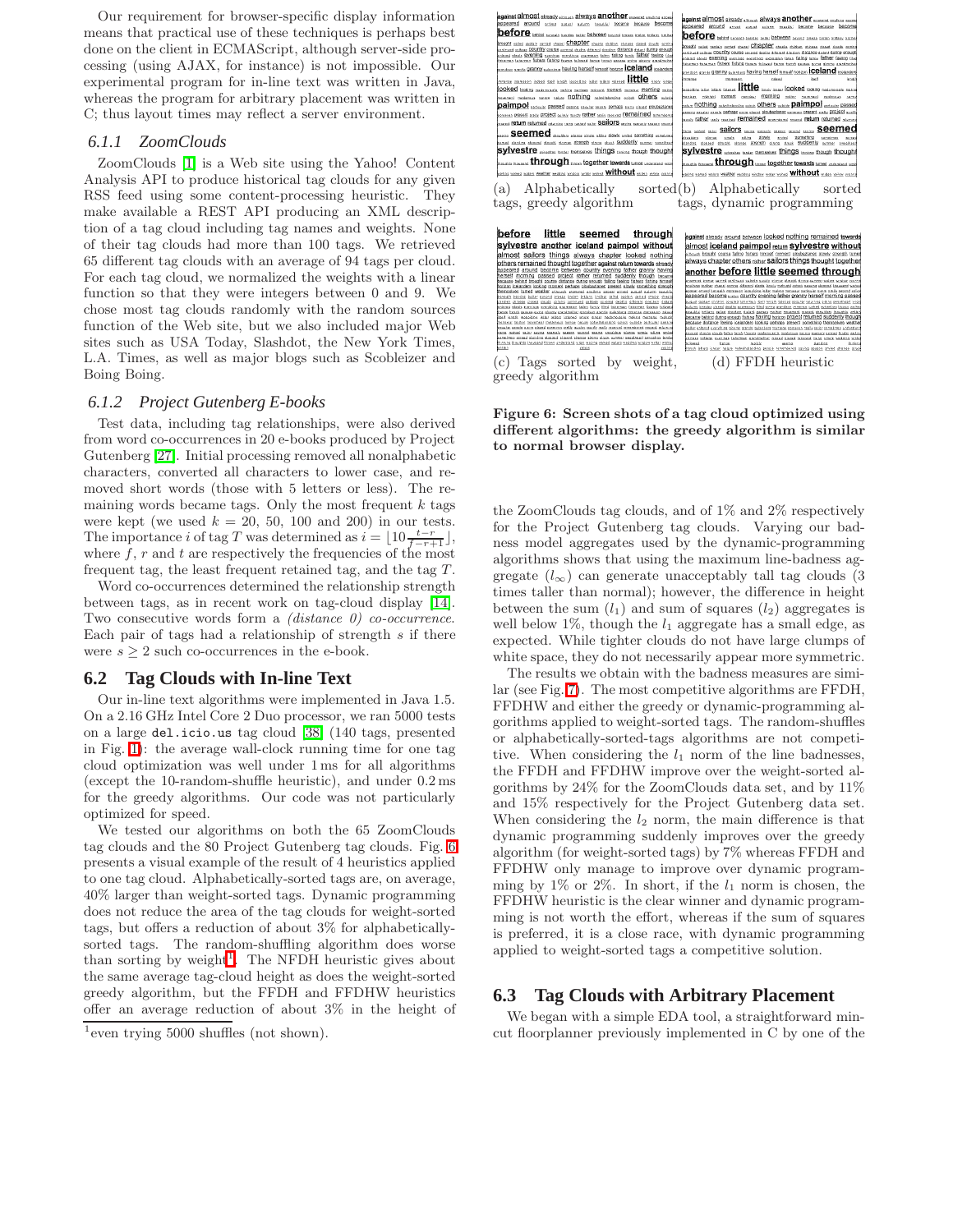Our requirement for browser-specific display information means that practical use of these techniques is perhaps best done on the client in ECMAScript, although server-side processing (using AJAX, for instance) is not impossible. Our experimental program for in-line text was written in Java, whereas the program for arbitrary placement was written in C; thus layout times may reflect a server environment.

### 6.1.1 ZoomClouds

ZoomClouds [1] is a Web site using the Yahoo! Content Analysis API to produce historical tag clouds for any given RSS feed using some content-processing heuristic. They make available a REST API producing an XML description of a tag cloud including tag names and weights. None of their tag clouds had more than 100 tags. We retrieved 65 different tag clouds with an average of 94 tags per cloud. For each tag cloud, we normalized the weights with a linear function so that they were integers between 0 and 9. We chose most tag clouds randomly with the random sources function of the Web site, but we also included major Web sites such as USA Today, Slashdot, the New York Times, L.A. Times, as well as major blogs such as Scobleizer and Boing Boing.

### 6.1.2 Project Gutenberg E-books

Test data, including tag relationships, were also derived from word co-occurrences in 20 e-books produced by Project Gutenberg [27]. Initial processing removed all nonalphabetic characters, converted all characters to lower case, and removed short words (those with 5 letters or less). The remaining words became tags. Only the most frequent $k$ tags were kept (we used $k = 20$, 50, 100 and 200) in our tests. The importance $i$ of tag $T$ was determined as $i = \lfloor 10\frac{t-r}{f-r+1} \rfloor$, where $f$, $r$ and $t$ are respectively the frequencies of the most frequent tag, the least frequent retained tag, and the tag $T$.

Word co-occurrences determined the relationship strength between tags, as in recent work on tag-cloud display [14]. Two consecutive words form a *(distance 0) co-occurrence.* Each pair of tags had a relationship of strength $s$ if there were $s \geq 2$ such co-occurrences in the e-book.

## 6.2 Tag Clouds with In-line Text

Our in-line text algorithms were implemented in Java 1.5. On a 2.16 GHz Intel Core 2 Duo processor, we ran 5000 tests on a large `del.icio.us` tag cloud [38] (140 tags, presented in Fig. 1): the average wall-clock running time for one tag cloud optimization was well under 1 ms for all algorithms (except the 10-random-shuffle heuristic), and under 0.2 ms for the greedy algorithms. Our code was not particularly optimized for speed.

We tested our algorithms on both the 65 ZoomClouds tag clouds and the 80 Project Gutenberg tag clouds. Fig. 6 presents a visual example of the result of 4 heuristics applied to one tag cloud. Alphabetically-sorted tags are, on average, 40% larger than weight-sorted tags. Dynamic programming does not reduce the area of the tag clouds for weight-sorted tags, but offers a reduction of about 3% for alphabetically-sorted tags. The random-shuffling algorithm does worse than sorting by weight[1]. The NFDH heuristic gives about the same average tag-cloud height as does the weight-sorted greedy algorithm, but the FFDH and FFDHW heuristics offer an average reduction of about 3% in the height of the ZoomClouds tag clouds, and of 1% and 2% respectively for the Project Gutenberg tag clouds. Varying our badness model aggregates used by the dynamic-programming algorithms shows that using the maximum line-badness aggregate ($l_\infty$) can generate unacceptably tall tag clouds (3 times taller than normal); however, the difference in height between the sum ($l_1$) and sum of squares ($l_2$) aggregates is well below 1%, though the $l_1$ aggregate has a small edge, as expected. While tighter clouds do not have large clumps of white space, they do not necessarily appear more symmetric.

[1] even trying 5000 shuffles (not shown).

(a) Alphabetically sorted tags, greedy algorithm

(b) Alphabetically sorted tags, dynamic programming

(c) Tags sorted by weight, greedy algorithm

(d) FFDH heuristic

**Figure 6: Screen shots of a tag cloud optimized using different algorithms: the greedy algorithm is similar to normal browser display.**

The results we obtain with the badness measures are similar (see Fig. 7). The most competitive algorithms are FFDH, FFDHW and either the greedy or dynamic-programming algorithms applied to weight-sorted tags. The random-shuffles or alphabetically-sorted-tags algorithms are not competitive. When considering the $l_1$ norm of the line badnesses, the FFDH and FFDHW improve over the weight-sorted algorithms by 24% for the ZoomClouds data set, and by 11% and 15% respectively for the Project Gutenberg data set. When considering the $l_2$ norm, the main difference is that dynamic programming suddenly improves over the greedy algorithm (for weight-sorted tags) by 7% whereas FFDH and FFDHW only manage to improve over dynamic programming by 1% or 2%. In short, if the $l_1$ norm is chosen, the FFDHW heuristic is the clear winner and dynamic programming is not worth the effort, whereas if the sum of squares is preferred, it is a close race, with dynamic programming applied to weight-sorted tags a competitive solution.

## 6.3 Tag Clouds with Arbitrary Placement

We began with a simple EDA tool, a straightforward mincut floorplanner previously implemented in C by one of the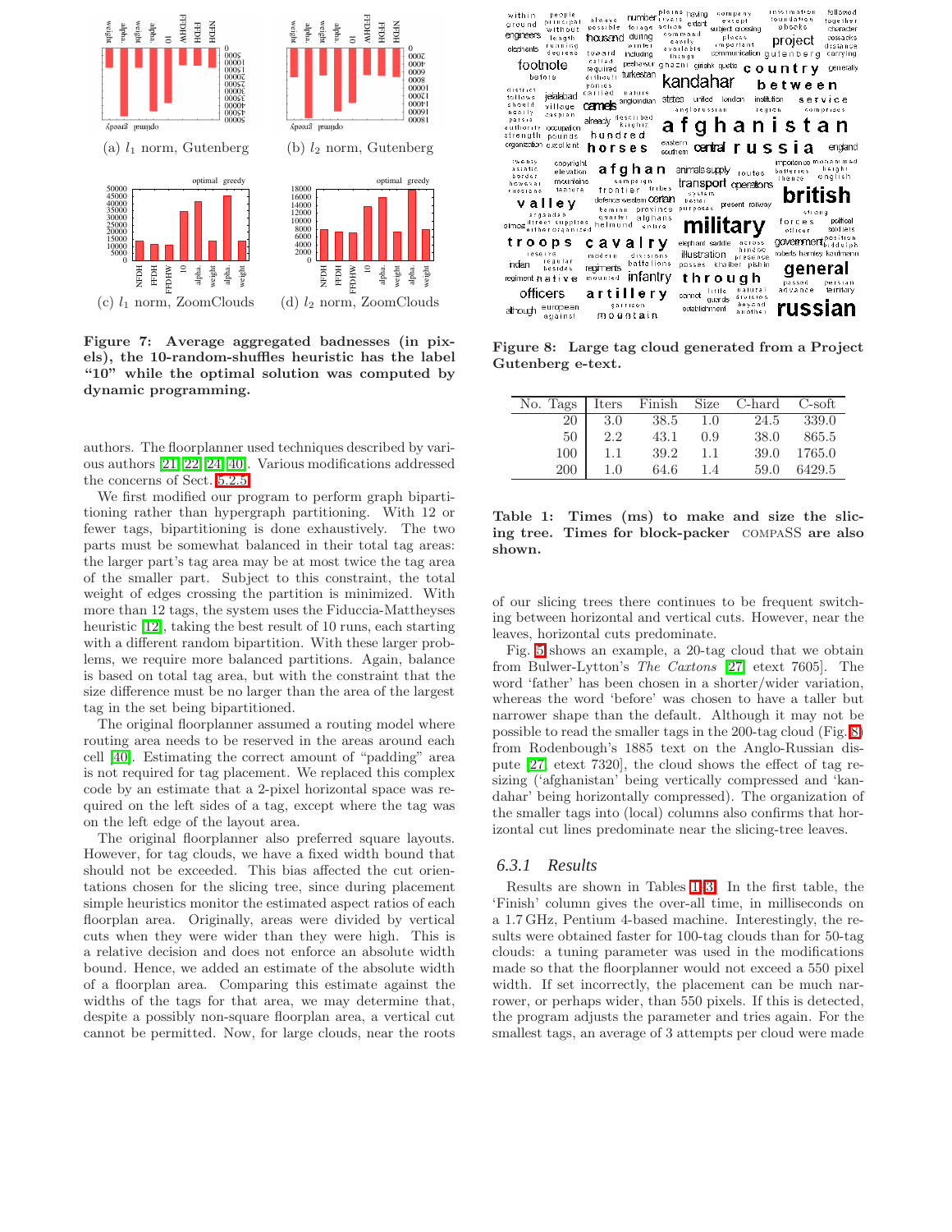(a) $l_1$ norm, Gutenberg

(b) $l_2$ norm, Gutenberg

(c) $l_1$ norm, ZoomClouds

(d) $l_2$ norm, ZoomClouds

**Figure 7: Average aggregated badnesses (in pixels), the 10-random-shuffles heuristic has the label "10" while the optimal solution was computed by dynamic programming.**

authors. The floorplanner used techniques described by various authors [21, 22, 24, 40]. Various modifications addressed the concerns of Sect. 5.2.5.

We first modified our program to perform graph bipartitioning rather than hypergraph partitioning. With 12 or fewer tags, bipartitioning is done exhaustively. The two parts must be somewhat balanced in their total tag areas: the larger part's tag area may be at most twice the tag area of the smaller part. Subject to this constraint, the total weight of edges crossing the partition is minimized. With more than 12 tags, the system uses the Fiduccia-Mattheyses heuristic [12], taking the best result of 10 runs, each starting with a different random bipartition. With these larger problems, we require more balanced partitions. Again, balance is based on total tag area, but with the constraint that the size difference must be no larger than the area of the largest tag in the set being bipartitioned.

The original floorplanner assumed a routing model where routing area needs to be reserved in the areas around each cell [40]. Estimating the correct amount of "padding" area is not required for tag placement. We replaced this complex code by an estimate that a 2-pixel horizontal space was required on the left sides of a tag, except where the tag was on the left edge of the layout area.

The original floorplanner also preferred square layouts. However, for tag clouds, we have a fixed width bound that should not be exceeded. This bias affected the cut orientations chosen for the slicing tree, since during placement simple heuristics monitor the estimated aspect ratios of each floorplan area. Originally, areas were divided by vertical cuts when they were wider than they were high. This is a relative decision and does not enforce an absolute width bound. Hence, we added an estimate of the absolute width of a floorplan area. Comparing this estimate against the widths of the tags for that area, we may determine that, despite a possibly non-square floorplan area, a vertical cut cannot be permitted. Now, for large clouds, near the roots of our slicing trees there continues to be frequent switching between horizontal and vertical cuts. However, near the leaves, horizontal cuts predominate.

**Figure 8: Large tag cloud generated from a Project Gutenberg e-text.**

| No. Tags | Iters | Finish | Size | C-hard | C-soft |
|---|---|---|---|---|---|
| 20 | 3.0 | 38.5 | 1.0 | 24.5 | 339.0 |
| 50 | 2.2 | 43.1 | 0.9 | 38.0 | 865.5 |
| 100 | 1.1 | 39.2 | 1.1 | 39.0 | 1765.0 |
| 200 | 1.0 | 64.6 | 1.4 | 59.0 | 6429.5 |

**Table 1: Times (ms) to make and size the slicing tree. Times for block-packer COMPASS are also shown.**

Fig. 5 shows an example, a 20-tag cloud that we obtain from Bulwer-Lytton's *The Caxtons* [27, etext 7605]. The word 'father' has been chosen in a shorter/wider variation, whereas the word 'before' was chosen to have a taller but narrower shape than the default. Although it may not be possible to read the smaller tags in the 200-tag cloud (Fig. 8) from Rodenbough's 1885 text on the Anglo-Russian dispute [27, etext 7320], the cloud shows the effect of tag resizing ('afghanistan' being vertically compressed and 'kandahar' being horizontally compressed). The organization of the smaller tags into (local) columns also confirms that horizontal cut lines predominate near the slicing-tree leaves.

### 6.3.1 Results

Results are shown in Tables 1–3. In the first table, the 'Finish' column gives the over-all time, in milliseconds on a 1.7 GHz, Pentium 4-based machine. Interestingly, the results were obtained faster for 100-tag clouds than for 50-tag clouds: a tuning parameter was used in the modifications made so that the floorplanner would not exceed a 550 pixel width. If set incorrectly, the placement can be much narrower, or perhaps wider, than 550 pixels. If this is detected, the program adjusts the parameter and tries again. For the smallest tags, an average of 3 attempts per cloud were made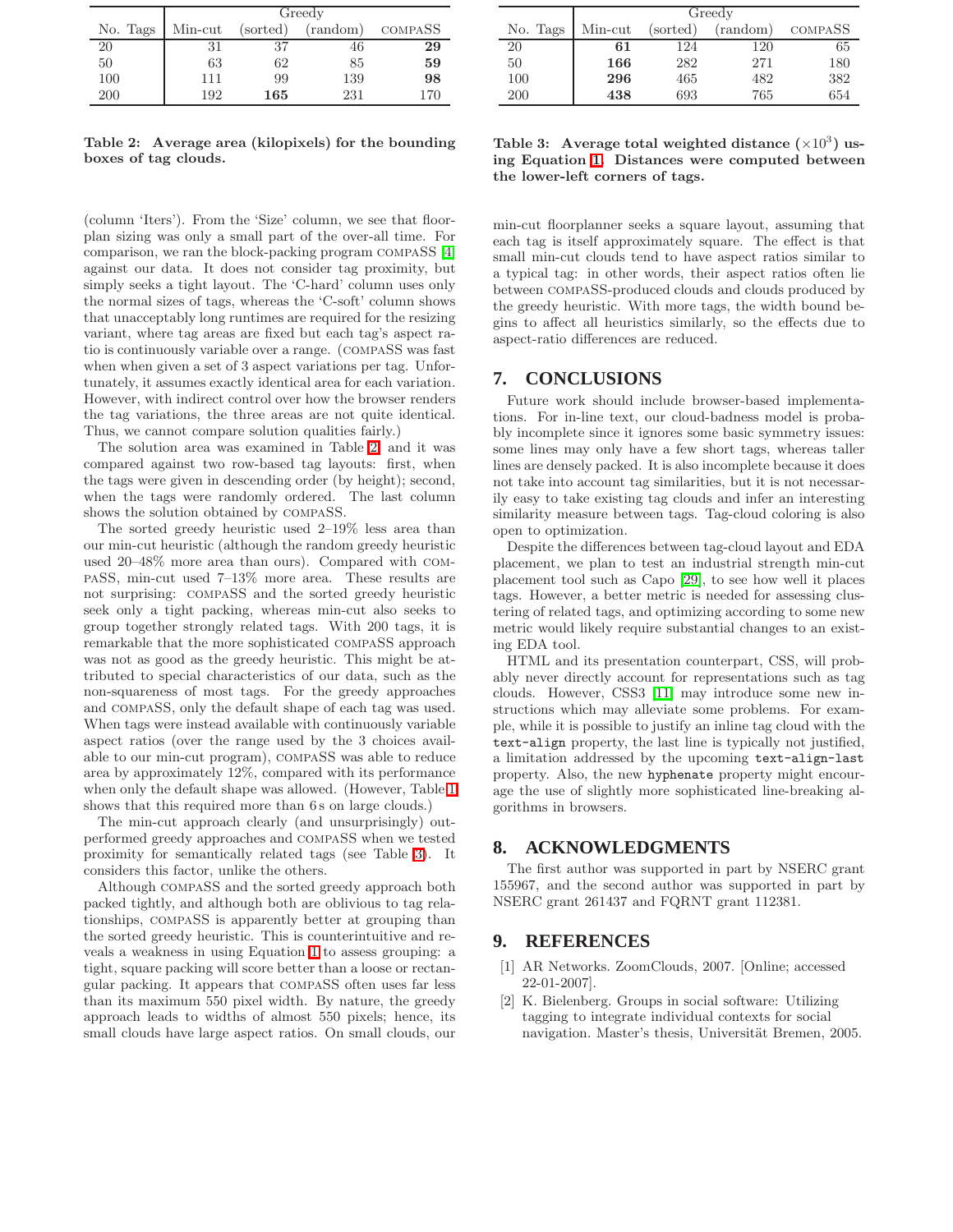| | Greedy | | | |
|---|---|---|---|---|
| No. Tags | Min-cut | (sorted) | (random) | COMPASS |
| 20 | 31 | 37 | 46 | **29** |
| 50 | 63 | 62 | 85 | **59** |
| 100 | 111 | 99 | 139 | **98** |
| 200 | 192 | **165** | 231 | 170 |

**Table 2: Average area (kilopixels) for the bounding boxes of tag clouds.**

| | Greedy | | | |
|---|---|---|---|---|
| No. Tags | Min-cut | (sorted) | (random) | COMPASS |
| 20 | **61** | 124 | 120 | 65 |
| 50 | **166** | 282 | 271 | 180 |
| 100 | **296** | 465 | 482 | 382 |
| 200 | **438** | 693 | 765 | 654 |

**Table 3: Average total weighted distance ($\times 10^3$) using Equation 1. Distances were computed between the lower-left corners of tags.**

(column 'Iters'). From the 'Size' column, we see that floorplan sizing was only a small part of the over-all time. For comparison, we ran the block-packing program COMPASS [4] against our data. It does not consider tag proximity, but simply seeks a tight layout. The 'C-hard' column uses only the normal sizes of tags, whereas the 'C-soft' column shows that unacceptably long runtimes are required for the resizing variant, where tag areas are fixed but each tag's aspect ratio is continuously variable over a range. (COMPASS was fast when when given a set of 3 aspect variations per tag. Unfortunately, it assumes exactly identical area for each variation. However, with indirect control over how the browser renders the tag variations, the three areas are not quite identical. Thus, we cannot compare solution qualities fairly.)

The solution area was examined in Table 2, and it was compared against two row-based tag layouts: first, when the tags were given in descending order (by height); second, when the tags were randomly ordered. The last column shows the solution obtained by COMPASS.

The sorted greedy heuristic used 2–19% less area than our min-cut heuristic (although the random greedy heuristic used 20–48% more area than ours). Compared with COMPASS, min-cut used 7–13% more area. These results are not surprising: COMPASS and the sorted greedy heuristic seek only a tight packing, whereas min-cut also seeks to group together strongly related tags. With 200 tags, it is remarkable that the more sophisticated COMPASS approach was not as good as the greedy heuristic. This might be attributed to special characteristics of our data, such as the non-squareness of most tags. For the greedy approaches and COMPASS, only the default shape of each tag was used. When tags were instead available with continuously variable aspect ratios (over the range used by the 3 choices available to our min-cut program), COMPASS was able to reduce area by approximately 12%, compared with its performance when only the default shape was allowed. (However, Table 1 shows that this required more than 6 s on large clouds.)

The min-cut approach clearly (and unsurprisingly) outperformed greedy approaches and COMPASS when we tested proximity for semantically related tags (see Table 3). It considers this factor, unlike the others.

Although COMPASS and the sorted greedy approach both packed tightly, and although both are oblivious to tag relationships, COMPASS is apparently better at grouping than the sorted greedy heuristic. This is counterintuitive and reveals a weakness in using Equation 1 to assess grouping: a tight, square packing will score better than a loose or rectangular packing. It appears that COMPASS often uses far less than its maximum 550 pixel width. By nature, the greedy approach leads to widths of almost 550 pixels; hence, its small clouds have large aspect ratios. On small clouds, our min-cut floorplanner seeks a square layout, assuming that each tag is itself approximately square. The effect is that small min-cut clouds tend to have aspect ratios similar to a typical tag: in other words, their aspect ratios often lie between COMPASS-produced clouds and clouds produced by the greedy heuristic. With more tags, the width bound begins to affect all heuristics similarly, so the effects due to aspect-ratio differences are reduced.

# 7. CONCLUSIONS

Future work should include browser-based implementations. For in-line text, our cloud-badness model is probably incomplete since it ignores some basic symmetry issues: some lines may only have a few short tags, whereas taller lines are densely packed. It is also incomplete because it does not take into account tag similarities, but it is not necessarily easy to take existing tag clouds and infer an interesting similarity measure between tags. Tag-cloud coloring is also open to optimization.

Despite the differences between tag-cloud layout and EDA placement, we plan to test an industrial strength min-cut placement tool such as Capo [29], to see how well it places tags. However, a better metric is needed for assessing clustering of related tags, and optimizing according to some new metric would likely require substantial changes to an existing EDA tool.

HTML and its presentation counterpart, CSS, will probably never directly account for representations such as tag clouds. However, CSS3 [11] may introduce some new instructions which may alleviate some problems. For example, while it is possible to justify an inline tag cloud with the `text-align` property, the last line is typically not justified, a limitation addressed by the upcoming `text-align-last` property. Also, the new `hyphenate` property might encourage the use of slightly more sophisticated line-breaking algorithms in browsers.

# 8. ACKNOWLEDGMENTS

The first author was supported in part by NSERC grant 155967, and the second author was supported in part by NSERC grant 261437 and FQRNT grant 112381.

# 9. REFERENCES

[1] AR Networks. ZoomClouds, 2007. [Online; accessed 22-01-2007].

[2] K. Bielenberg. Groups in social software: Utilizing tagging to integrate individual contexts for social navigation. Master's thesis, Universität Bremen, 2005.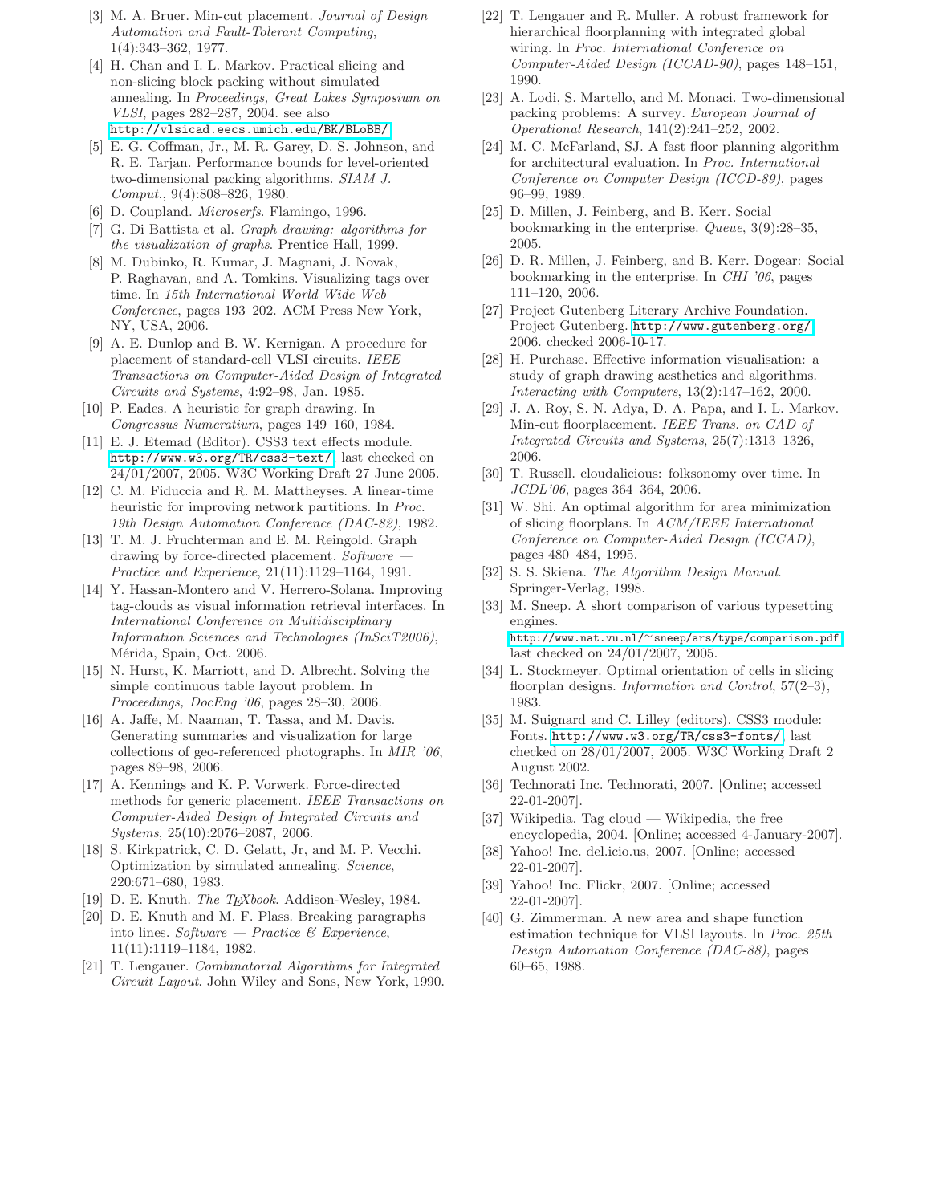[3] M. A. Bruer. Min-cut placement. *Journal of Design Automation and Fault-Tolerant Computing*, 1(4):343–362, 1977.

[4] H. Chan and I. L. Markov. Practical slicing and non-slicing block packing without simulated annealing. In *Proceedings, Great Lakes Symposium on VLSI*, pages 282–287, 2004. see also http://vlsicad.eecs.umich.edu/BK/BLoBB/

[5] E. G. Coffman, Jr., M. R. Garey, D. S. Johnson, and R. E. Tarjan. Performance bounds for level-oriented two-dimensional packing algorithms. *SIAM J. Comput.*, 9(4):808–826, 1980.

[6] D. Coupland. *Microserfs*. Flamingo, 1996.

[7] G. Di Battista et al. *Graph drawing: algorithms for the visualization of graphs*. Prentice Hall, 1999.

[8] M. Dubinko, R. Kumar, J. Magnani, J. Novak, P. Raghavan, and A. Tomkins. Visualizing tags over time. In *15th International World Wide Web Conference*, pages 193–202. ACM Press New York, NY, USA, 2006.

[9] A. E. Dunlop and B. W. Kernigan. A procedure for placement of standard-cell VLSI circuits. *IEEE Transactions on Computer-Aided Design of Integrated Circuits and Systems*, 4:92–98, Jan. 1985.

[10] P. Eades. A heuristic for graph drawing. In *Congressus Numeratium*, pages 149–160, 1984.

[11] E. J. Etemad (Editor). CSS3 text effects module. http://www.w3.org/TR/css3-text/ last checked on 24/01/2007, 2005. W3C Working Draft 27 June 2005.

[12] C. M. Fiduccia and R. M. Mattheyses. A linear-time heuristic for improving network partitions. In *Proc. 19th Design Automation Conference (DAC-82)*, 1982.

[13] T. M. J. Fruchterman and E. M. Reingold. Graph drawing by force-directed placement. *Software — Practice and Experience*, 21(11):1129–1164, 1991.

[14] Y. Hassan-Montero and V. Herrero-Solana. Improving tag-clouds as visual information retrieval interfaces. In *International Conference on Multidisciplinary Information Sciences and Technologies (InSciT2006)*, Mérida, Spain, Oct. 2006.

[15] N. Hurst, K. Marriott, and D. Albrecht. Solving the simple continuous table layout problem. In *Proceedings, DocEng '06*, pages 28–30, 2006.

[16] A. Jaffe, M. Naaman, T. Tassa, and M. Davis. Generating summaries and visualization for large collections of geo-referenced photographs. In *MIR '06*, pages 89–98, 2006.

[17] A. Kennings and K. P. Vorwerk. Force-directed methods for generic placement. *IEEE Transactions on Computer-Aided Design of Integrated Circuits and Systems*, 25(10):2076–2087, 2006.

[18] S. Kirkpatrick, C. D. Gelatt, Jr, and M. P. Vecchi. Optimization by simulated annealing. *Science*, 220:671–680, 1983.

[19] D. E. Knuth. *The TEXbook*. Addison-Wesley, 1984.

[20] D. E. Knuth and M. F. Plass. Breaking paragraphs into lines. *Software — Practice & Experience*, 11(11):1119–1184, 1982.

[21] T. Lengauer. *Combinatorial Algorithms for Integrated Circuit Layout*. John Wiley and Sons, New York, 1990.

[22] T. Lengauer and R. Muller. A robust framework for hierarchical floorplanning with integrated global wiring. In *Proc. International Conference on Computer-Aided Design (ICCAD-90)*, pages 148–151, 1990.

[23] A. Lodi, S. Martello, and M. Monaci. Two-dimensional packing problems: A survey. *European Journal of Operational Research*, 141(2):241–252, 2002.

[24] M. C. McFarland, SJ. A fast floor planning algorithm for architectural evaluation. In *Proc. International Conference on Computer Design (ICCD-89)*, pages 96–99, 1989.

[25] D. Millen, J. Feinberg, and B. Kerr. Social bookmarking in the enterprise. *Queue*, 3(9):28–35, 2005.

[26] D. R. Millen, J. Feinberg, and B. Kerr. Dogear: Social bookmarking in the enterprise. In *CHI '06*, pages 111–120, 2006.

[27] Project Gutenberg Literary Archive Foundation. Project Gutenberg. http://www.gutenberg.org/ 2006. checked 2006-10-17.

[28] H. Purchase. Effective information visualisation: a study of graph drawing aesthetics and algorithms. *Interacting with Computers*, 13(2):147–162, 2000.

[29] J. A. Roy, S. N. Adya, D. A. Papa, and I. L. Markov. Min-cut floorplacement. *IEEE Trans. on CAD of Integrated Circuits and Systems*, 25(7):1313–1326, 2006.

[30] T. Russell. cloudalicious: folksonomy over time. In *JCDL'06*, pages 364–364, 2006.

[31] W. Shi. An optimal algorithm for area minimization of slicing floorplans. In *ACM/IEEE International Conference on Computer-Aided Design (ICCAD)*, pages 480–484, 1995.

[32] S. S. Skiena. *The Algorithm Design Manual*. Springer-Verlag, 1998.

[33] M. Sneep. A short comparison of various typesetting engines. http://www.nat.vu.nl/~sneep/ars/type/comparison.pdf last checked on 24/01/2007, 2005.

[34] L. Stockmeyer. Optimal orientation of cells in slicing floorplan designs. *Information and Control*, 57(2–3), 1983.

[35] M. Suignard and C. Lilley (editors). CSS3 module: Fonts. http://www.w3.org/TR/css3-fonts/ last checked on 28/01/2007, 2005. W3C Working Draft 2 August 2002.

[36] Technorati Inc. Technorati, 2007. [Online; accessed 22-01-2007].

[37] Wikipedia. Tag cloud — Wikipedia, the free encyclopedia, 2004. [Online; accessed 4-January-2007].

[38] Yahoo! Inc. del.icio.us, 2007. [Online; accessed 22-01-2007].

[39] Yahoo! Inc. Flickr, 2007. [Online; accessed 22-01-2007].

[40] G. Zimmerman. A new area and shape function estimation technique for VLSI layouts. In *Proc. 25th Design Automation Conference (DAC-88)*, pages 60–65, 1988.